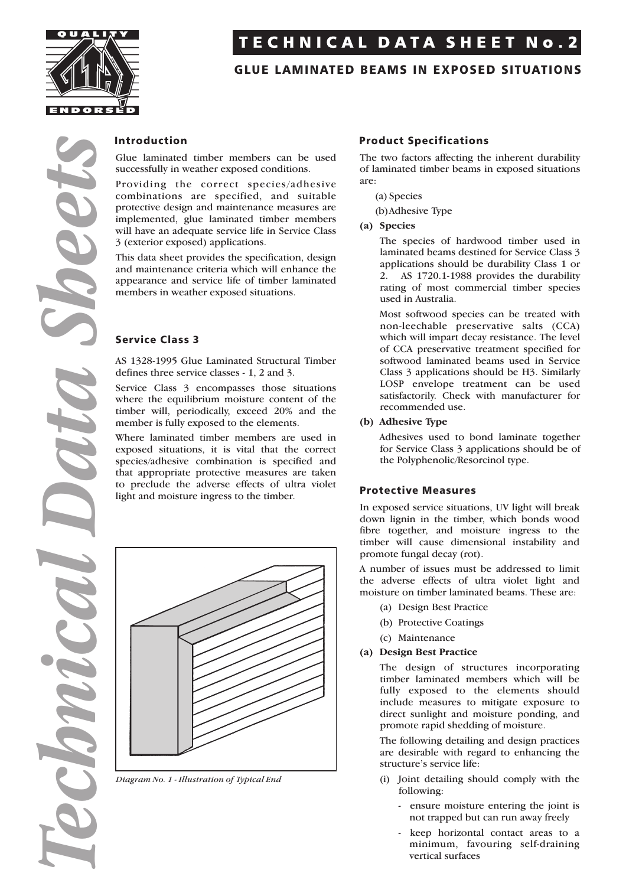# TECHNICAL DATA SHEET No.2

## GLUE LAMINATED BEAMS IN EXPOSED SITUATIONS

### Introduction

Glue laminated timber members can be used successfully in weather exposed conditions.

Providing the correct species/adhesive combinations are specified, and suitable protective design and maintenance measures are implemented, glue laminated timber members will have an adequate service life in Service Class 3 (exterior exposed) applications.

This data sheet provides the specification, design and maintenance criteria which will enhance the appearance and service life of timber laminated members in weather exposed situations.

### Service Class 3

AS 1328-1995 Glue Laminated Structural Timber defines three service classes - 1, 2 and 3.

Service Class 3 encompasses those situations where the equilibrium moisture content of the timber will, periodically, exceed 20% and the member is fully exposed to the elements.

Where laminated timber members are used in exposed situations, it is vital that the correct species/adhesive combination is specified and that appropriate protective measures are taken to preclude the adverse effects of ultra violet light and moisture ingress to the timber.

*Diagram No. 1 - Illustration of Typical End*

### Product Specifications

The two factors affecting the inherent durability of laminated timber beams in exposed situations are:

(a) Species

(b) Adhesive Type

**(a) Species**

The species of hardwood timber used in laminated beams destined for Service Class 3 applications should be durability Class 1 or 2. AS 1720.1-1988 provides the durability rating of most commercial timber species used in Australia.

Most softwood species can be treated with non-leechable preservative salts (CCA) which will impart decay resistance. The level of CCA preservative treatment specified for softwood laminated beams used in Service Class 3 applications should be H3. Similarly LOSP envelope treatment can be used satisfactorily. Check with manufacturer for recommended use.

**(b) Adhesive Type**

Adhesives used to bond laminate together for Service Class 3 applications should be of the Polyphenolic/Resorcinol type.

### Protective Measures

In exposed service situations, UV light will break down lignin in the timber, which bonds wood fibre together, and moisture ingress to the timber will cause dimensional instability and promote fungal decay (rot).

A number of issues must be addressed to limit the adverse effects of ultra violet light and moisture on timber laminated beams. These are:

(a) Design Best Practice

(b) Protective Coatings

(c) Maintenance

**(a) Design Best Practice**

The design of structures incorporating timber laminated members which will be fully exposed to the elements should include measures to mitigate exposure to direct sunlight and moisture ponding, and promote rapid shedding of moisture.

The following detailing and design practices are desirable with regard to enhancing the structure's service life:

(i) Joint detailing should comply with the following:

- ensure moisture entering the joint is not trapped but can run away freely
- keep horizontal contact areas to a minimum, favouring self-draining vertical surfaces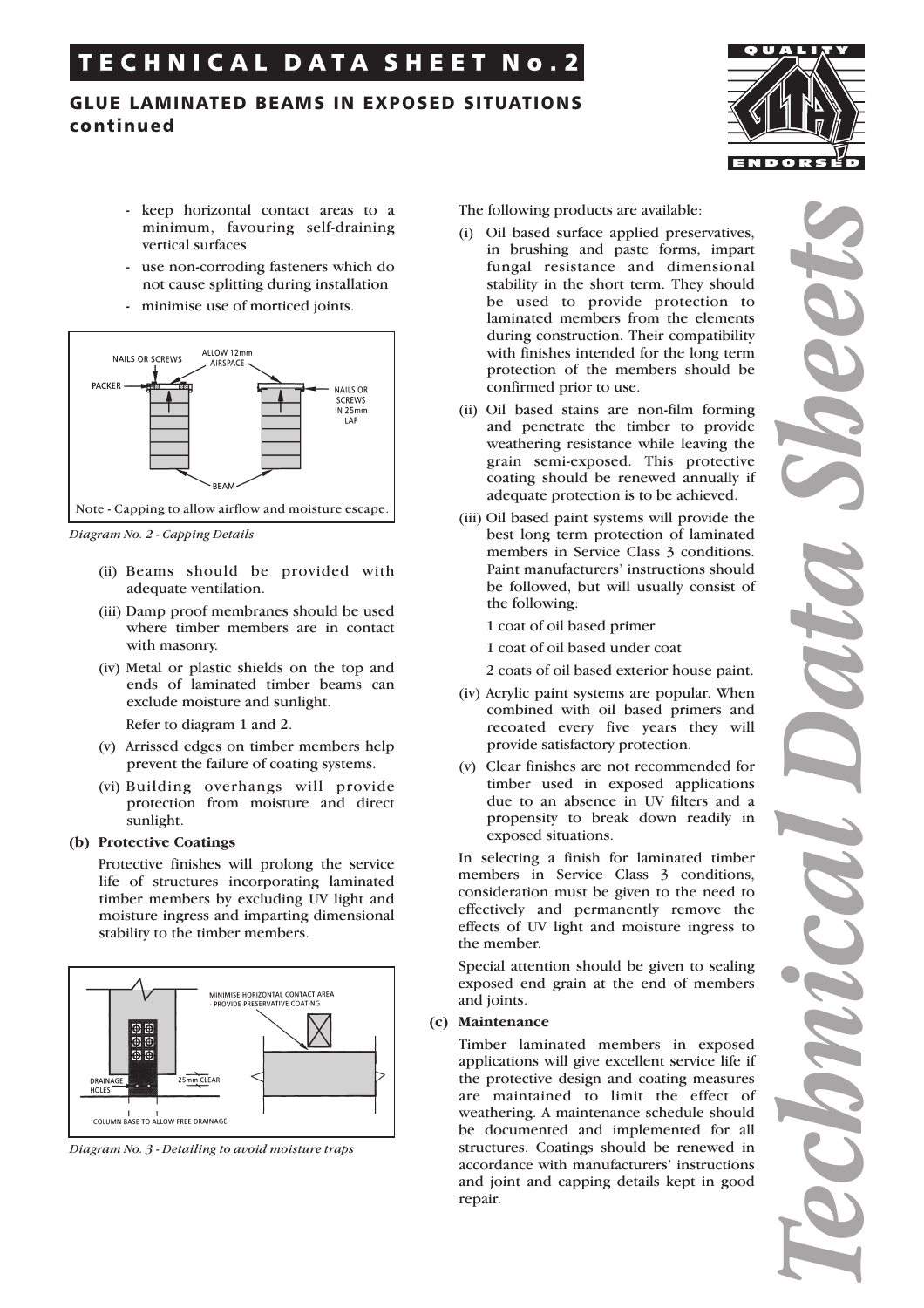# TECHNICAL DATA SHEET No.2

## GLUE LAMINATED BEAMS IN EXPOSED SITUATIONS continued

- keep horizontal contact areas to a minimum, favouring self-draining vertical surfaces
- use non-corroding fasteners which do not cause splitting during installation
- minimise use of morticed joints.

NAILS OR SCREWS
ALLOW 12mm AIRSPACE
PACKER
NAILS OR SCREWS IN 25mm LAP
BEAM

Note - Capping to allow airflow and moisture escape.

*Diagram No. 2 - Capping Details*

(ii) Beams should be provided with adequate ventilation.

(iii) Damp proof membranes should be used where timber members are in contact with masonry.

(iv) Metal or plastic shields on the top and ends of laminated timber beams can exclude moisture and sunlight.

Refer to diagram 1 and 2.

(v) Arrissed edges on timber members help prevent the failure of coating systems.

(vi) Building overhangs will provide protection from moisture and direct sunlight.

**(b) Protective Coatings**

Protective finishes will prolong the service life of structures incorporating laminated timber members by excluding UV light and moisture ingress and imparting dimensional stability to the timber members.

MINIMISE HORIZONTAL CONTACT AREA - PROVIDE PRESERVATIVE COATING
DRAINAGE HOLES
25mm CLEAR
COLUMN BASE TO ALLOW FREE DRAINAGE

*Diagram No. 3 - Detailing to avoid moisture traps*

The following products are available:

(i) Oil based surface applied preservatives, in brushing and paste forms, impart fungal resistance and dimensional stability in the short term. They should be used to provide protection to laminated members from the elements during construction. Their compatibility with finishes intended for the long term protection of the members should be confirmed prior to use.

(ii) Oil based stains are non-film forming and penetrate the timber to provide weathering resistance while leaving the grain semi-exposed. This protective coating should be renewed annually if adequate protection is to be achieved.

(iii) Oil based paint systems will provide the best long term protection of laminated members in Service Class 3 conditions. Paint manufacturers' instructions should be followed, but will usually consist of the following:

1 coat of oil based primer

1 coat of oil based under coat

2 coats of oil based exterior house paint.

(iv) Acrylic paint systems are popular. When combined with oil based primers and recoated every five years they will provide satisfactory protection.

(v) Clear finishes are not recommended for timber used in exposed applications due to an absence in UV filters and a propensity to break down readily in exposed situations.

In selecting a finish for laminated timber members in Service Class 3 conditions, consideration must be given to the need to effectively and permanently remove the effects of UV light and moisture ingress to the member.

Special attention should be given to sealing exposed end grain at the end of members and joints.

**(c) Maintenance**

Timber laminated members in exposed applications will give excellent service life if the protective design and coating measures are maintained to limit the effect of weathering. A maintenance schedule should be documented and implemented for all structures. Coatings should be renewed in accordance with manufacturers' instructions and joint and capping details kept in good repair.